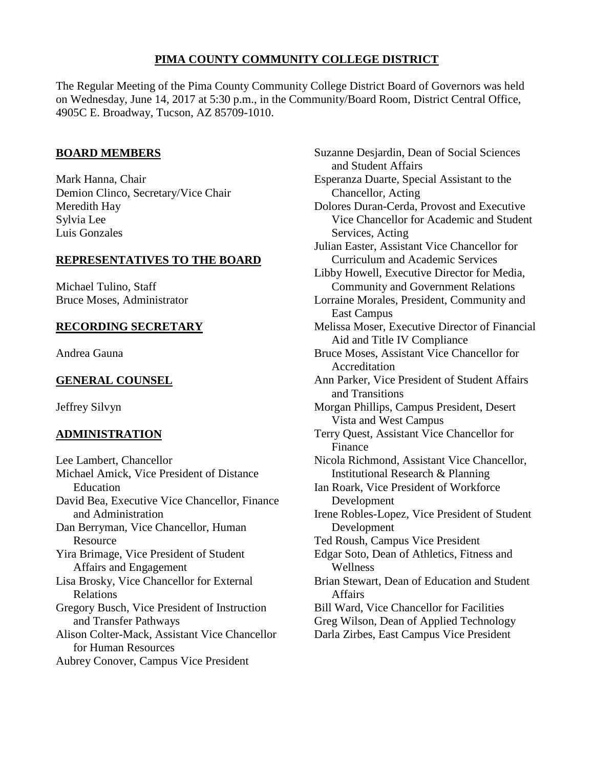# PIMA COUNTY COMMUNITY COLLEGE DISTRICT

The Regular Meeting of the Pima County Community College District Board of Governors was held on Wednesday, June 14, 2017 at 5:30 p.m., in the Community/Board Room, District Central Office, 4905C E. Broadway, Tucson, AZ 85709-1010.

## BOARD MEMBERS

Mark Hanna, Chair
Demion Clinco, Secretary/Vice Chair
Meredith Hay
Sylvia Lee
Luis Gonzales

## REPRESENTATIVES TO THE BOARD

Michael Tulino, Staff
Bruce Moses, Administrator

## RECORDING SECRETARY

Andrea Gauna

## GENERAL COUNSEL

Jeffrey Silvyn

## ADMINISTRATION

Lee Lambert, Chancellor
Michael Amick, Vice President of Distance Education
David Bea, Executive Vice Chancellor, Finance and Administration
Dan Berryman, Vice Chancellor, Human Resource
Yira Brimage, Vice President of Student Affairs and Engagement
Lisa Brosky, Vice Chancellor for External Relations
Gregory Busch, Vice President of Instruction and Transfer Pathways
Alison Colter-Mack, Assistant Vice Chancellor for Human Resources
Aubrey Conover, Campus Vice President
Suzanne Desjardin, Dean of Social Sciences and Student Affairs
Esperanza Duarte, Special Assistant to the Chancellor, Acting
Dolores Duran-Cerda, Provost and Executive Vice Chancellor for Academic and Student Services, Acting
Julian Easter, Assistant Vice Chancellor for Curriculum and Academic Services
Libby Howell, Executive Director for Media, Community and Government Relations
Lorraine Morales, President, Community and East Campus
Melissa Moser, Executive Director of Financial Aid and Title IV Compliance
Bruce Moses, Assistant Vice Chancellor for Accreditation
Ann Parker, Vice President of Student Affairs and Transitions
Morgan Phillips, Campus President, Desert Vista and West Campus
Terry Quest, Assistant Vice Chancellor for Finance
Nicola Richmond, Assistant Vice Chancellor, Institutional Research & Planning
Ian Roark, Vice President of Workforce Development
Irene Robles-Lopez, Vice President of Student Development
Ted Roush, Campus Vice President
Edgar Soto, Dean of Athletics, Fitness and Wellness
Brian Stewart, Dean of Education and Student Affairs
Bill Ward, Vice Chancellor for Facilities
Greg Wilson, Dean of Applied Technology
Darla Zirbes, East Campus Vice President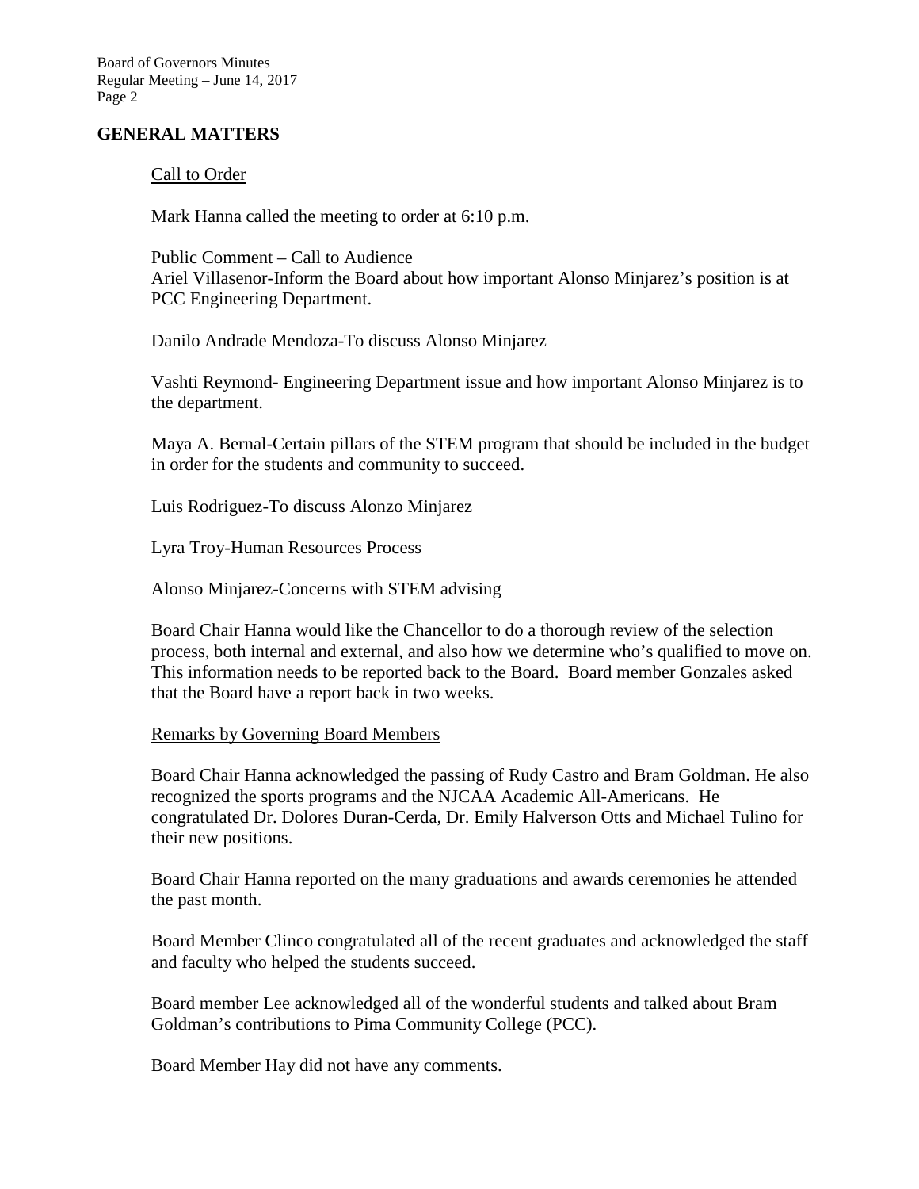## GENERAL MATTERS

Call to Order

Mark Hanna called the meeting to order at 6:10 p.m.

Public Comment – Call to Audience

Ariel Villasenor-Inform the Board about how important Alonso Minjarez's position is at PCC Engineering Department.

Danilo Andrade Mendoza-To discuss Alonso Minjarez

Vashti Reymond- Engineering Department issue and how important Alonso Minjarez is to the department.

Maya A. Bernal-Certain pillars of the STEM program that should be included in the budget in order for the students and community to succeed.

Luis Rodriguez-To discuss Alonzo Minjarez

Lyra Troy-Human Resources Process

Alonso Minjarez-Concerns with STEM advising

Board Chair Hanna would like the Chancellor to do a thorough review of the selection process, both internal and external, and also how we determine who's qualified to move on. This information needs to be reported back to the Board. Board member Gonzales asked that the Board have a report back in two weeks.

Remarks by Governing Board Members

Board Chair Hanna acknowledged the passing of Rudy Castro and Bram Goldman. He also recognized the sports programs and the NJCAA Academic All-Americans. He congratulated Dr. Dolores Duran-Cerda, Dr. Emily Halverson Otts and Michael Tulino for their new positions.

Board Chair Hanna reported on the many graduations and awards ceremonies he attended the past month.

Board Member Clinco congratulated all of the recent graduates and acknowledged the staff and faculty who helped the students succeed.

Board member Lee acknowledged all of the wonderful students and talked about Bram Goldman's contributions to Pima Community College (PCC).

Board Member Hay did not have any comments.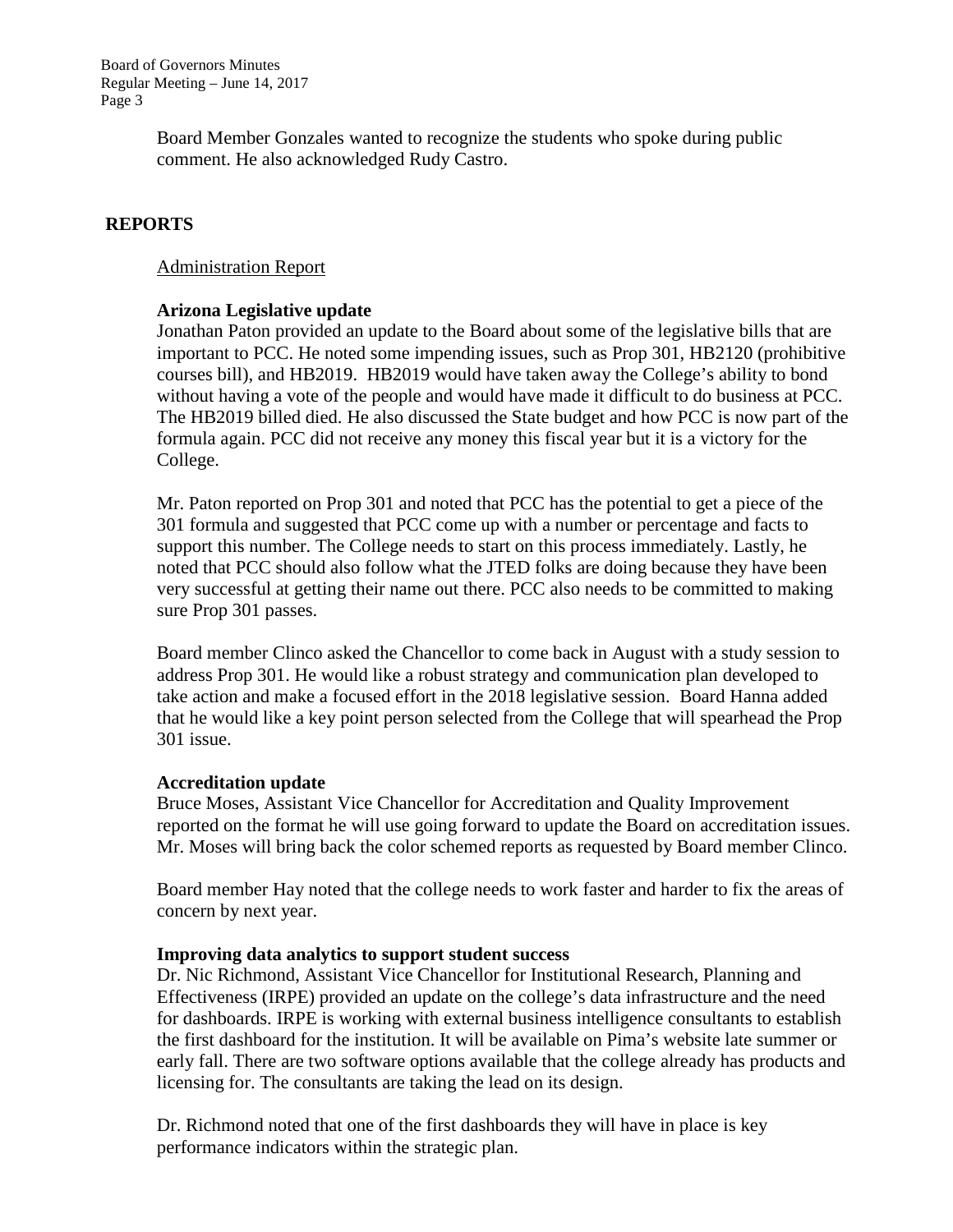Board Member Gonzales wanted to recognize the students who spoke during public comment. He also acknowledged Rudy Castro.

## REPORTS

Administration Report

**Arizona Legislative update**

Jonathan Paton provided an update to the Board about some of the legislative bills that are important to PCC. He noted some impending issues, such as Prop 301, HB2120 (prohibitive courses bill), and HB2019. HB2019 would have taken away the College's ability to bond without having a vote of the people and would have made it difficult to do business at PCC. The HB2019 billed died. He also discussed the State budget and how PCC is now part of the formula again. PCC did not receive any money this fiscal year but it is a victory for the College.

Mr. Paton reported on Prop 301 and noted that PCC has the potential to get a piece of the 301 formula and suggested that PCC come up with a number or percentage and facts to support this number. The College needs to start on this process immediately. Lastly, he noted that PCC should also follow what the JTED folks are doing because they have been very successful at getting their name out there. PCC also needs to be committed to making sure Prop 301 passes.

Board member Clinco asked the Chancellor to come back in August with a study session to address Prop 301. He would like a robust strategy and communication plan developed to take action and make a focused effort in the 2018 legislative session. Board Hanna added that he would like a key point person selected from the College that will spearhead the Prop 301 issue.

**Accreditation update**

Bruce Moses, Assistant Vice Chancellor for Accreditation and Quality Improvement reported on the format he will use going forward to update the Board on accreditation issues. Mr. Moses will bring back the color schemed reports as requested by Board member Clinco.

Board member Hay noted that the college needs to work faster and harder to fix the areas of concern by next year.

**Improving data analytics to support student success**

Dr. Nic Richmond, Assistant Vice Chancellor for Institutional Research, Planning and Effectiveness (IRPE) provided an update on the college's data infrastructure and the need for dashboards. IRPE is working with external business intelligence consultants to establish the first dashboard for the institution. It will be available on Pima's website late summer or early fall. There are two software options available that the college already has products and licensing for. The consultants are taking the lead on its design.

Dr. Richmond noted that one of the first dashboards they will have in place is key performance indicators within the strategic plan.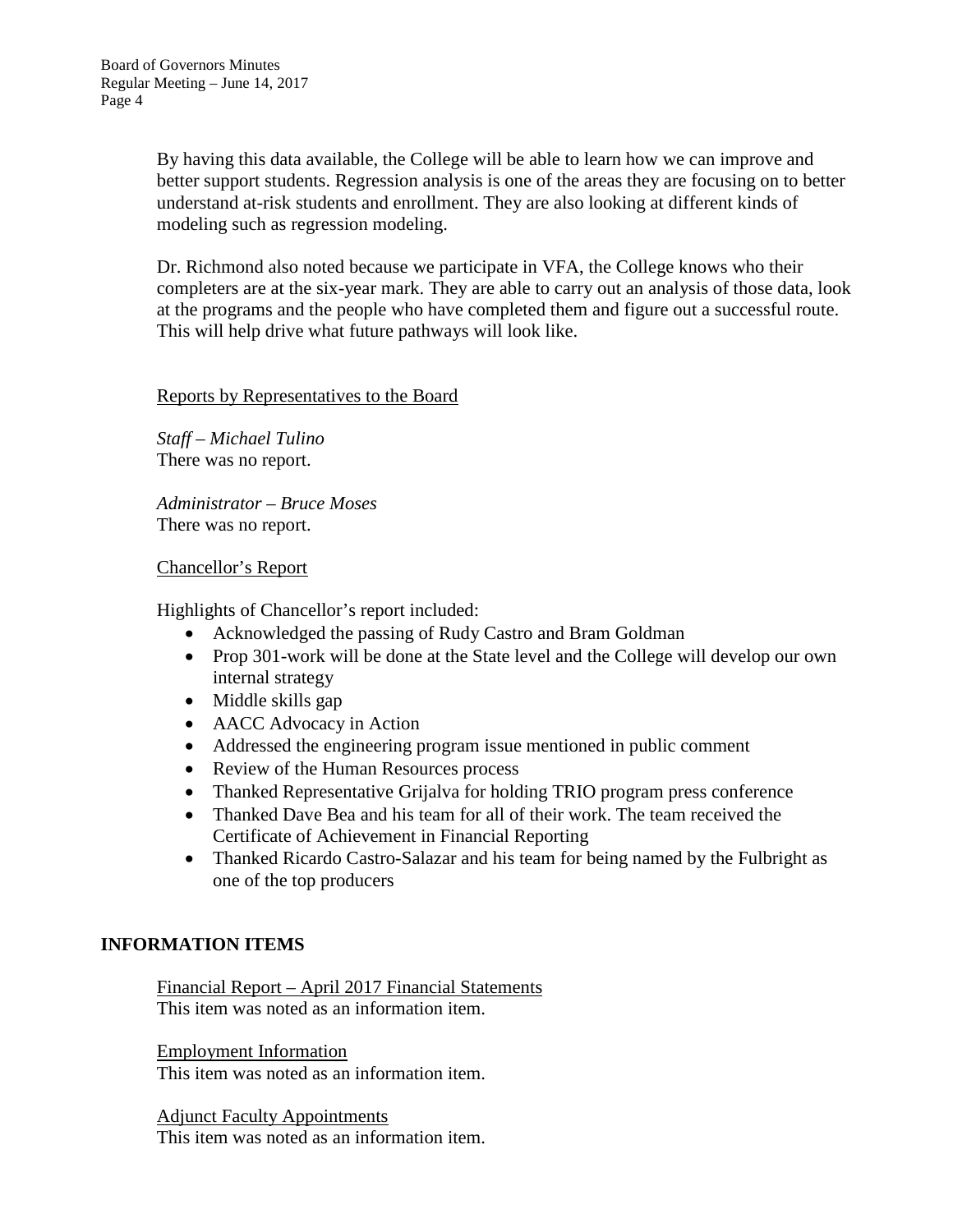By having this data available, the College will be able to learn how we can improve and better support students. Regression analysis is one of the areas they are focusing on to better understand at-risk students and enrollment. They are also looking at different kinds of modeling such as regression modeling.

Dr. Richmond also noted because we participate in VFA, the College knows who their completers are at the six-year mark. They are able to carry out an analysis of those data, look at the programs and the people who have completed them and figure out a successful route. This will help drive what future pathways will look like.

Reports by Representatives to the Board

*Staff – Michael Tulino*
There was no report.

*Administrator – Bruce Moses*
There was no report.

Chancellor's Report

Highlights of Chancellor's report included:

- Acknowledged the passing of Rudy Castro and Bram Goldman
- Prop 301-work will be done at the State level and the College will develop our own internal strategy
- Middle skills gap
- AACC Advocacy in Action
- Addressed the engineering program issue mentioned in public comment
- Review of the Human Resources process
- Thanked Representative Grijalva for holding TRIO program press conference
- Thanked Dave Bea and his team for all of their work. The team received the Certificate of Achievement in Financial Reporting
- Thanked Ricardo Castro-Salazar and his team for being named by the Fulbright as one of the top producers

## INFORMATION ITEMS

Financial Report – April 2017 Financial Statements
This item was noted as an information item.

Employment Information
This item was noted as an information item.

Adjunct Faculty Appointments
This item was noted as an information item.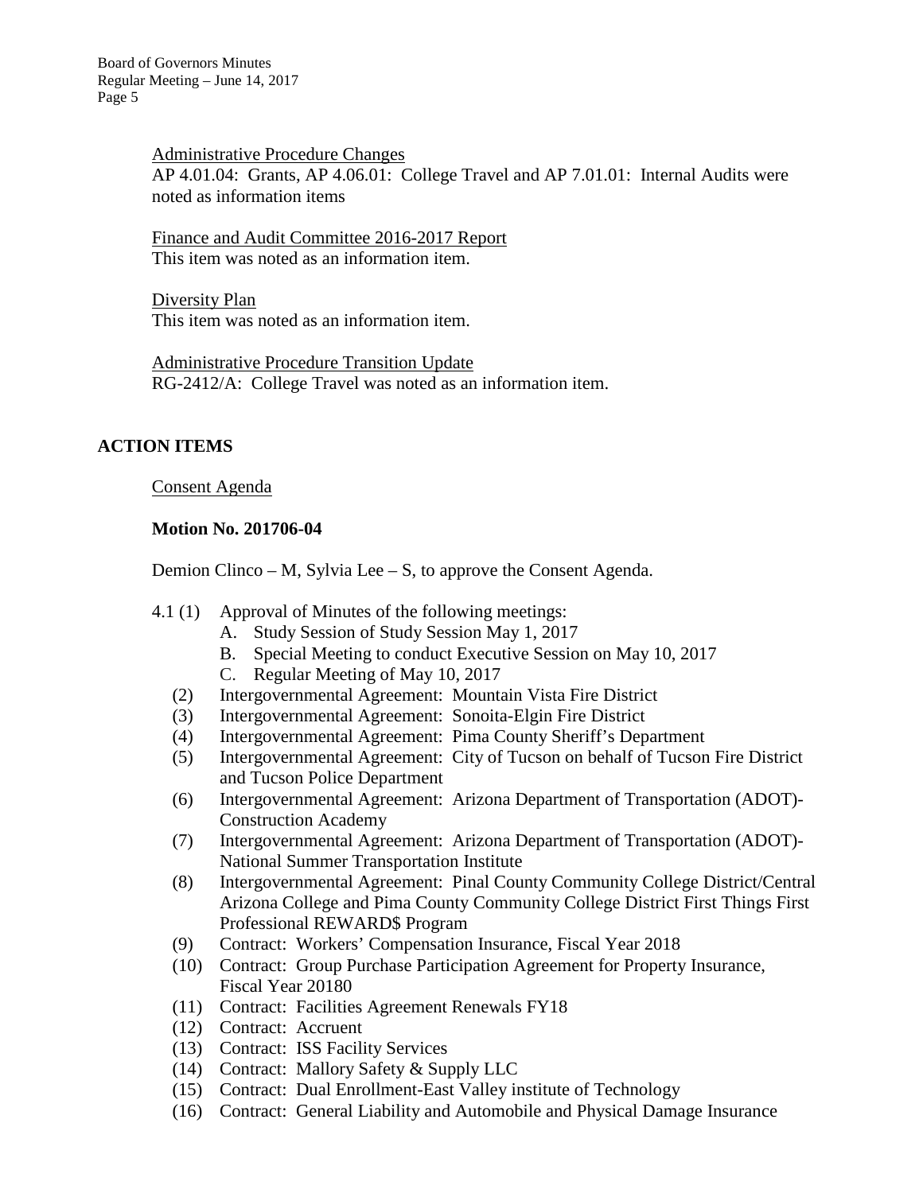Administrative Procedure Changes
AP 4.01.04: Grants, AP 4.06.01: College Travel and AP 7.01.01: Internal Audits were noted as information items

Finance and Audit Committee 2016-2017 Report
This item was noted as an information item.

Diversity Plan
This item was noted as an information item.

Administrative Procedure Transition Update
RG-2412/A: College Travel was noted as an information item.

## ACTION ITEMS

Consent Agenda

**Motion No. 201706-04**

Demion Clinco – M, Sylvia Lee – S, to approve the Consent Agenda.

4.1 (1) Approval of Minutes of the following meetings:
  - A. Study Session of Study Session May 1, 2017
  - B. Special Meeting to conduct Executive Session on May 10, 2017
  - C. Regular Meeting of May 10, 2017

(2) Intergovernmental Agreement: Mountain Vista Fire District
(3) Intergovernmental Agreement: Sonoita-Elgin Fire District
(4) Intergovernmental Agreement: Pima County Sheriff's Department
(5) Intergovernmental Agreement: City of Tucson on behalf of Tucson Fire District and Tucson Police Department
(6) Intergovernmental Agreement: Arizona Department of Transportation (ADOT)-Construction Academy
(7) Intergovernmental Agreement: Arizona Department of Transportation (ADOT)-National Summer Transportation Institute
(8) Intergovernmental Agreement: Pinal County Community College District/Central Arizona College and Pima County Community College District First Things First Professional REWARD$ Program
(9) Contract: Workers' Compensation Insurance, Fiscal Year 2018
(10) Contract: Group Purchase Participation Agreement for Property Insurance, Fiscal Year 20180
(11) Contract: Facilities Agreement Renewals FY18
(12) Contract: Accruent
(13) Contract: ISS Facility Services
(14) Contract: Mallory Safety & Supply LLC
(15) Contract: Dual Enrollment-East Valley institute of Technology
(16) Contract: General Liability and Automobile and Physical Damage Insurance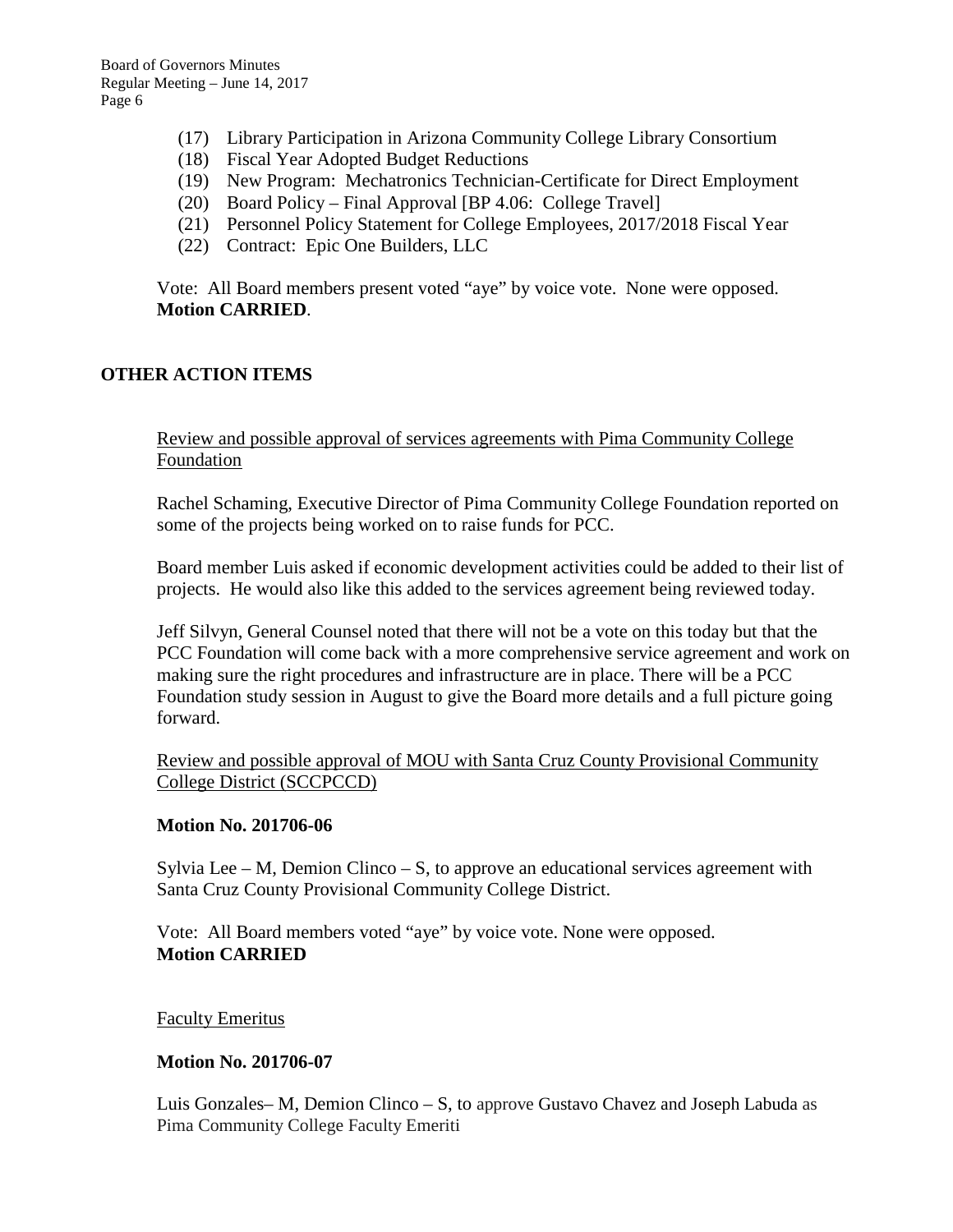(17) Library Participation in Arizona Community College Library Consortium
(18) Fiscal Year Adopted Budget Reductions
(19) New Program: Mechatronics Technician-Certificate for Direct Employment
(20) Board Policy – Final Approval [BP 4.06: College Travel]
(21) Personnel Policy Statement for College Employees, 2017/2018 Fiscal Year
(22) Contract: Epic One Builders, LLC

Vote: All Board members present voted "aye" by voice vote. None were opposed.
**Motion CARRIED**.

## OTHER ACTION ITEMS

<u>Review and possible approval of services agreements with Pima Community College Foundation</u>

Rachel Schaming, Executive Director of Pima Community College Foundation reported on some of the projects being worked on to raise funds for PCC.

Board member Luis asked if economic development activities could be added to their list of projects. He would also like this added to the services agreement being reviewed today.

Jeff Silvyn, General Counsel noted that there will not be a vote on this today but that the PCC Foundation will come back with a more comprehensive service agreement and work on making sure the right procedures and infrastructure are in place. There will be a PCC Foundation study session in August to give the Board more details and a full picture going forward.

<u>Review and possible approval of MOU with Santa Cruz County Provisional Community College District (SCCPCCD)</u>

**Motion No. 201706-06**

Sylvia Lee – M, Demion Clinco – S, to approve an educational services agreement with Santa Cruz County Provisional Community College District.

Vote: All Board members voted "aye" by voice vote. None were opposed.
**Motion CARRIED**

<u>Faculty Emeritus</u>

**Motion No. 201706-07**

Luis Gonzales– M, Demion Clinco – S, to approve Gustavo Chavez and Joseph Labuda as Pima Community College Faculty Emeriti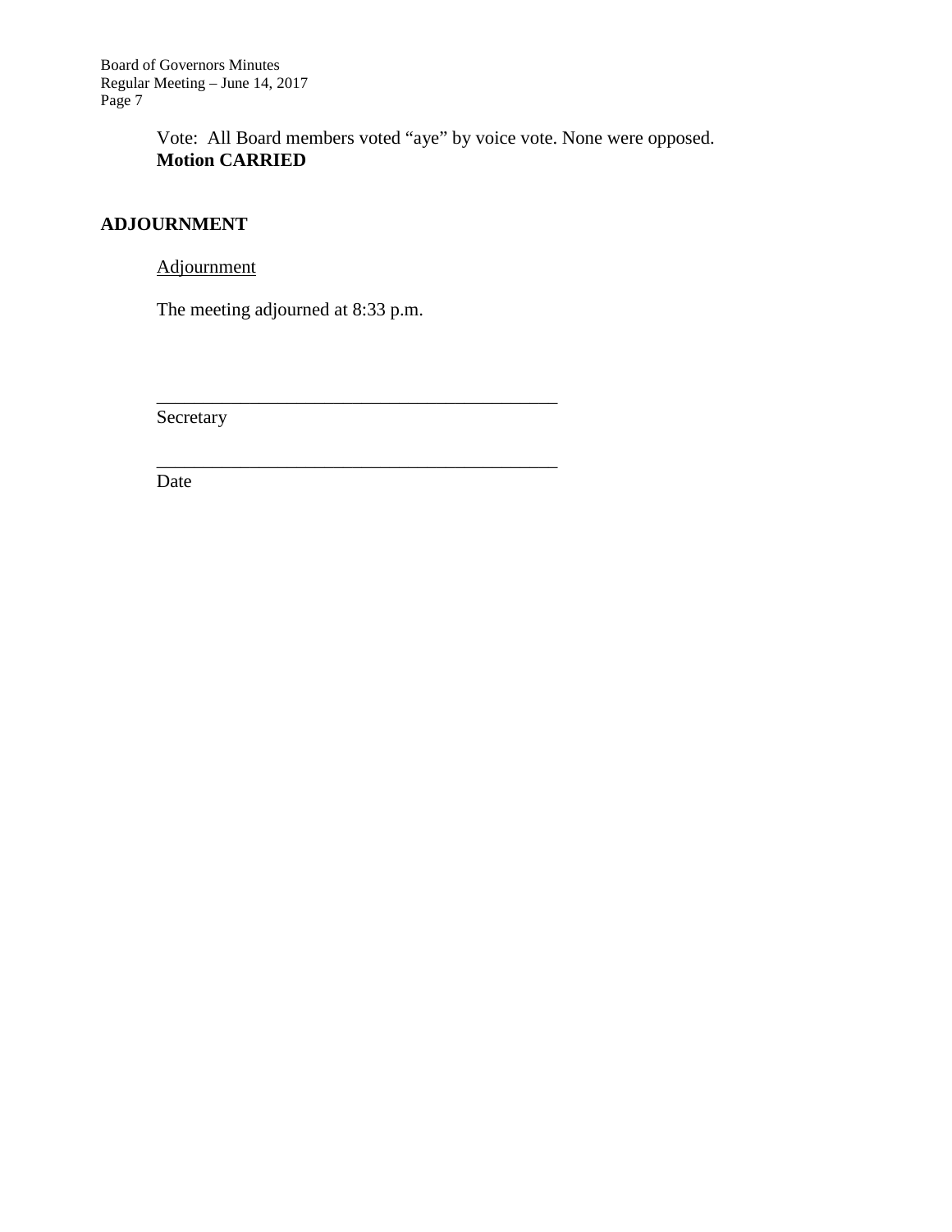Vote: All Board members voted “aye” by voice vote. None were opposed.
**Motion CARRIED**

## ADJOURNMENT

Adjournment

The meeting adjourned at 8:33 p.m.

____________________________________________
Secretary

____________________________________________
Date